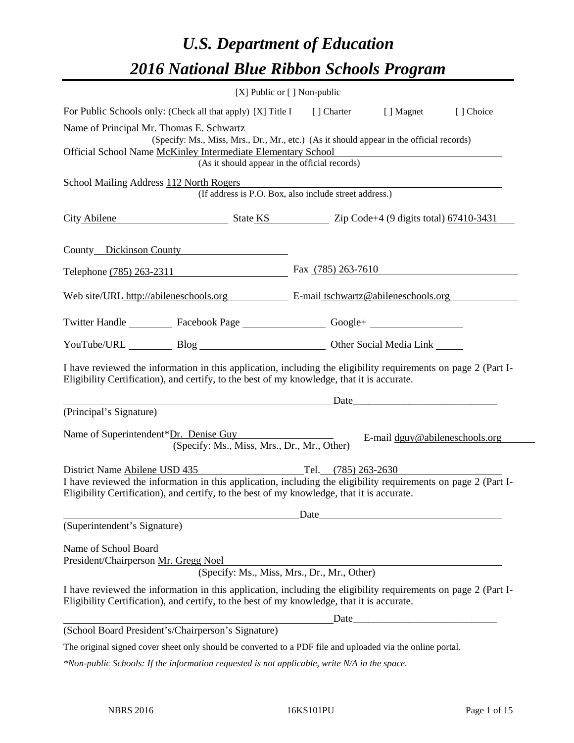# *U.S. Department of Education*

# *2016 National Blue Ribbon Schools Program*

[X] Public or [ ] Non-public

For Public Schools only: (Check all that apply) [X] Title I [ ] Charter [ ] Magnet [ ] Choice

Name of Principal Mr. Thomas E. Schwartz
(Specify: Ms., Miss, Mrs., Dr., Mr., etc.) (As it should appear in the official records)

Official School Name McKinley Intermediate Elementary School
(As it should appear in the official records)

School Mailing Address 112 North Rogers
(If address is P.O. Box, also include street address.)

City Abilene State KS Zip Code+4 (9 digits total) 67410-3431

County Dickinson County

Telephone (785) 263-2311 Fax (785) 263-7610

Web site/URL http://abileneschools.org E-mail tschwartz@abileneschools.org

Twitter Handle ________ Facebook Page ________ Google+ ________

YouTube/URL ________ Blog ________ Other Social Media Link ________

I have reviewed the information in this application, including the eligibility requirements on page 2 (Part I-Eligibility Certification), and certify, to the best of my knowledge, that it is accurate.

_______________________________ Date_______________________

(Principal's Signature)

Name of Superintendent*Dr. Denise Guy E-mail dguy@abileneschools.org
(Specify: Ms., Miss, Mrs., Dr., Mr., Other)

District Name Abilene USD 435 Tel. (785) 263-2630

I have reviewed the information in this application, including the eligibility requirements on page 2 (Part I-Eligibility Certification), and certify, to the best of my knowledge, that it is accurate.

_______________________________ Date_______________________

(Superintendent's Signature)

Name of School Board
President/Chairperson Mr. Gregg Noel
(Specify: Ms., Miss, Mrs., Dr., Mr., Other)

I have reviewed the information in this application, including the eligibility requirements on page 2 (Part I-Eligibility Certification), and certify, to the best of my knowledge, that it is accurate.

_______________________________ Date_______________________

(School Board President's/Chairperson's Signature)

The original signed cover sheet only should be converted to a PDF file and uploaded via the online portal.

*\*Non-public Schools: If the information requested is not applicable, write N/A in the space.*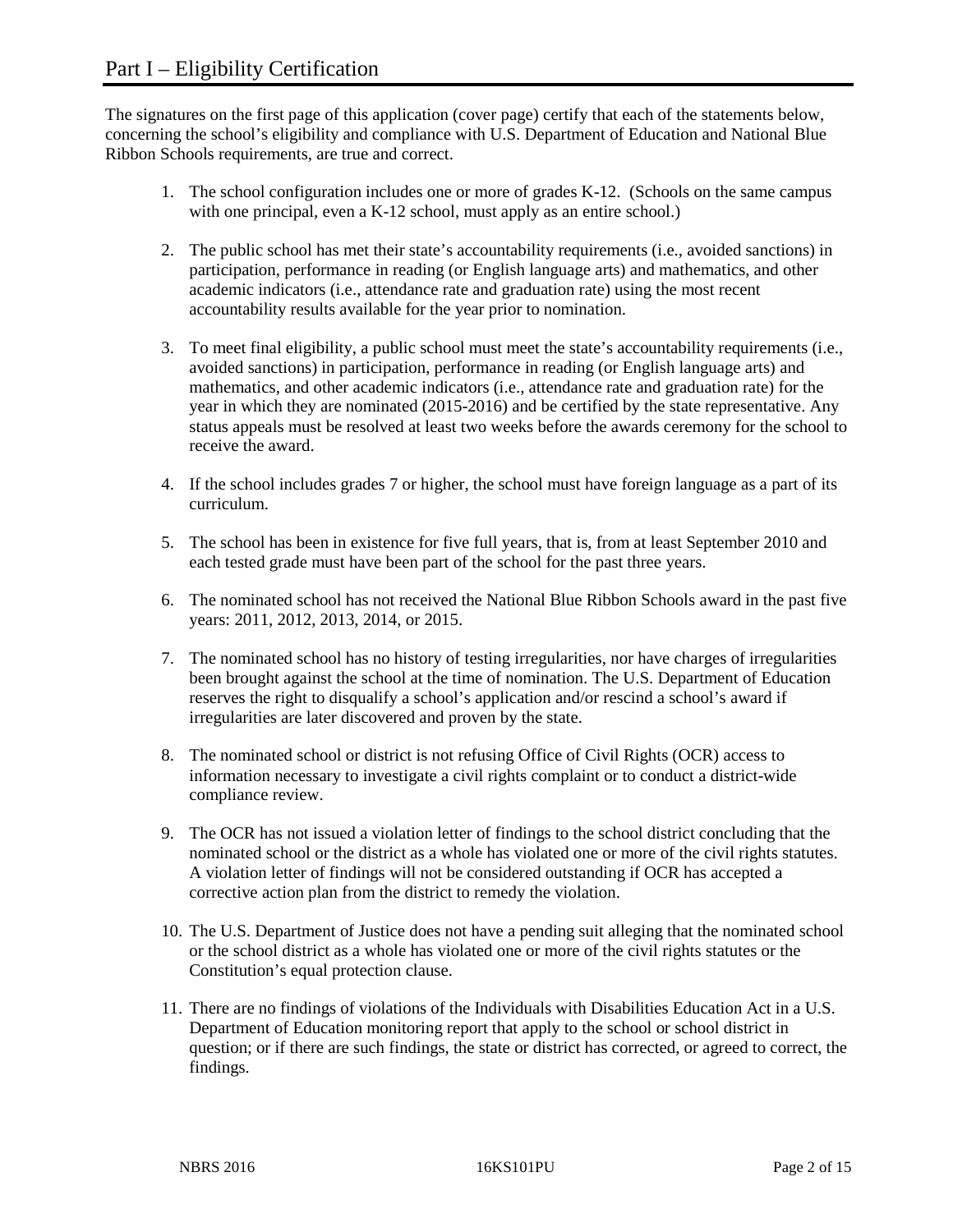# Part I – Eligibility Certification

The signatures on the first page of this application (cover page) certify that each of the statements below, concerning the school's eligibility and compliance with U.S. Department of Education and National Blue Ribbon Schools requirements, are true and correct.

1. The school configuration includes one or more of grades K-12. (Schools on the same campus with one principal, even a K-12 school, must apply as an entire school.)

2. The public school has met their state's accountability requirements (i.e., avoided sanctions) in participation, performance in reading (or English language arts) and mathematics, and other academic indicators (i.e., attendance rate and graduation rate) using the most recent accountability results available for the year prior to nomination.

3. To meet final eligibility, a public school must meet the state's accountability requirements (i.e., avoided sanctions) in participation, performance in reading (or English language arts) and mathematics, and other academic indicators (i.e., attendance rate and graduation rate) for the year in which they are nominated (2015-2016) and be certified by the state representative. Any status appeals must be resolved at least two weeks before the awards ceremony for the school to receive the award.

4. If the school includes grades 7 or higher, the school must have foreign language as a part of its curriculum.

5. The school has been in existence for five full years, that is, from at least September 2010 and each tested grade must have been part of the school for the past three years.

6. The nominated school has not received the National Blue Ribbon Schools award in the past five years: 2011, 2012, 2013, 2014, or 2015.

7. The nominated school has no history of testing irregularities, nor have charges of irregularities been brought against the school at the time of nomination. The U.S. Department of Education reserves the right to disqualify a school's application and/or rescind a school's award if irregularities are later discovered and proven by the state.

8. The nominated school or district is not refusing Office of Civil Rights (OCR) access to information necessary to investigate a civil rights complaint or to conduct a district-wide compliance review.

9. The OCR has not issued a violation letter of findings to the school district concluding that the nominated school or the district as a whole has violated one or more of the civil rights statutes. A violation letter of findings will not be considered outstanding if OCR has accepted a corrective action plan from the district to remedy the violation.

10. The U.S. Department of Justice does not have a pending suit alleging that the nominated school or the school district as a whole has violated one or more of the civil rights statutes or the Constitution's equal protection clause.

11. There are no findings of violations of the Individuals with Disabilities Education Act in a U.S. Department of Education monitoring report that apply to the school or school district in question; or if there are such findings, the state or district has corrected, or agreed to correct, the findings.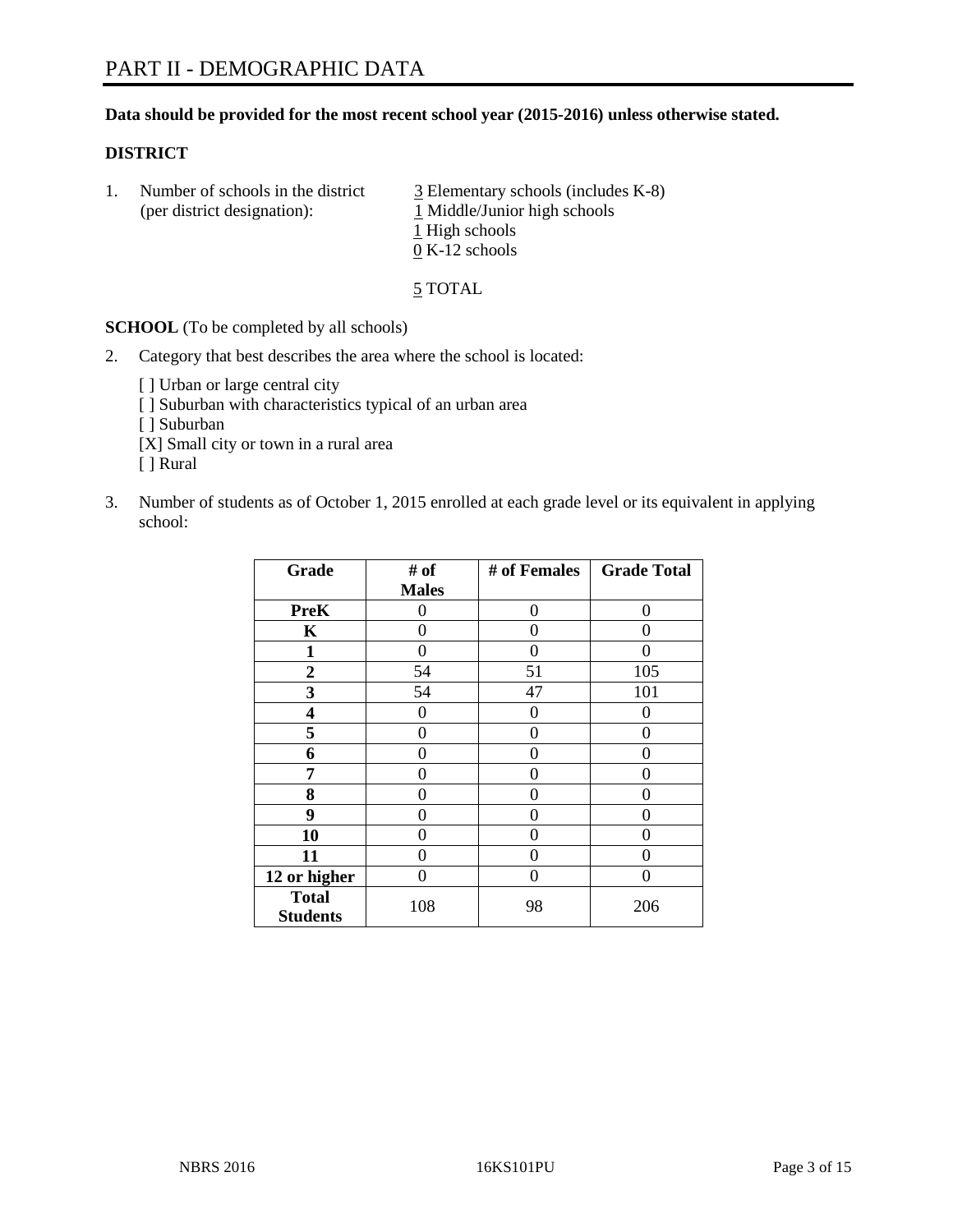# PART II - DEMOGRAPHIC DATA

**Data should be provided for the most recent school year (2015-2016) unless otherwise stated.**

**DISTRICT**

1. Number of schools in the district (per district designation):
   3 Elementary schools (includes K-8)
   1 Middle/Junior high schools
   1 High schools
   0 K-12 schools

   5 TOTAL

**SCHOOL** (To be completed by all schools)

2. Category that best describes the area where the school is located:

   [ ] Urban or large central city
   [ ] Suburban with characteristics typical of an urban area
   [ ] Suburban
   [X] Small city or town in a rural area
   [ ] Rural

3. Number of students as of October 1, 2015 enrolled at each grade level or its equivalent in applying school:

| Grade | # of Males | # of Females | Grade Total |
|---|---|---|---|
| **PreK** | 0 | 0 | 0 |
| **K** | 0 | 0 | 0 |
| **1** | 0 | 0 | 0 |
| **2** | 54 | 51 | 105 |
| **3** | 54 | 47 | 101 |
| **4** | 0 | 0 | 0 |
| **5** | 0 | 0 | 0 |
| **6** | 0 | 0 | 0 |
| **7** | 0 | 0 | 0 |
| **8** | 0 | 0 | 0 |
| **9** | 0 | 0 | 0 |
| **10** | 0 | 0 | 0 |
| **11** | 0 | 0 | 0 |
| **12 or higher** | 0 | 0 | 0 |
| **Total Students** | 108 | 98 | 206 |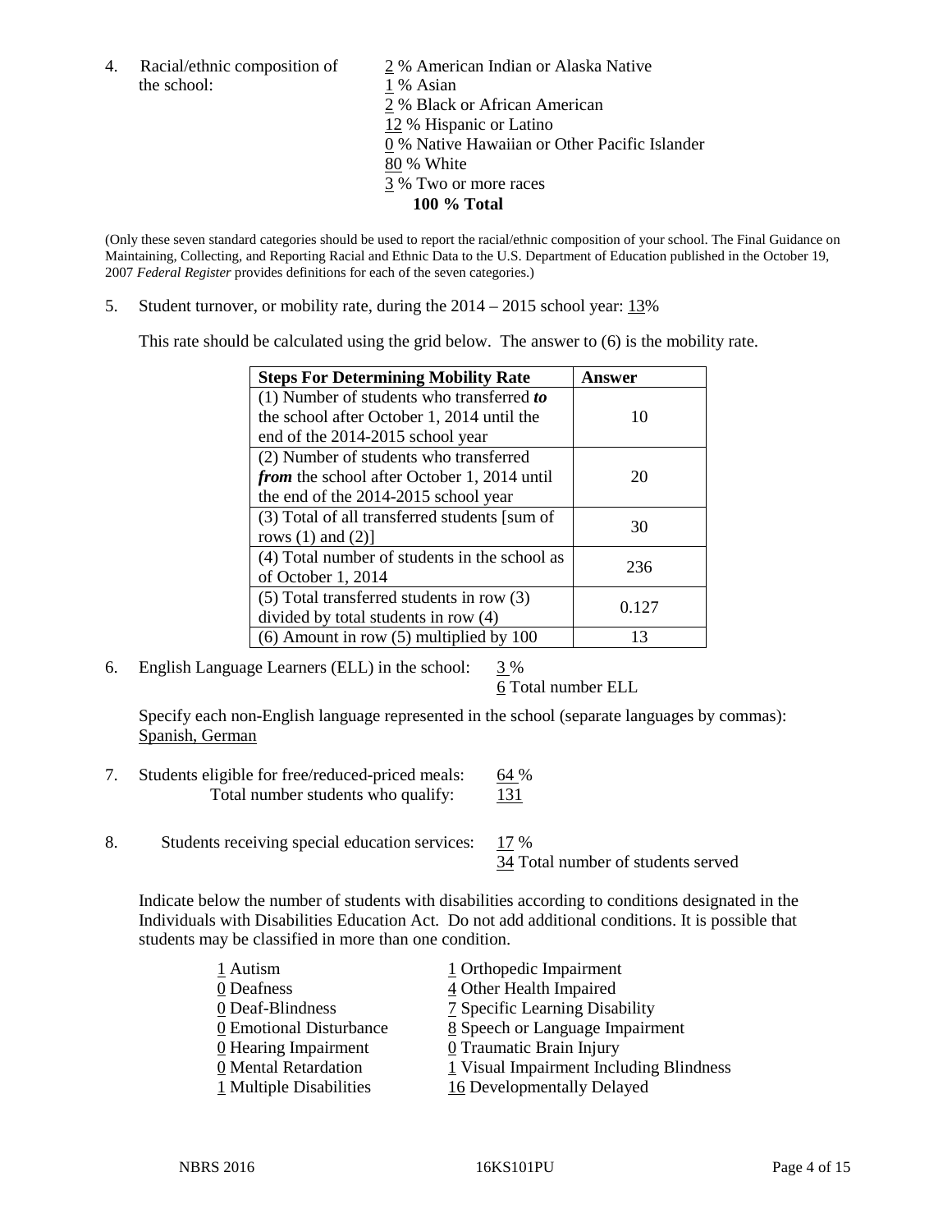4. Racial/ethnic composition of the school:

2 % American Indian or Alaska Native
1 % Asian
2 % Black or African American
12 % Hispanic or Latino
0 % Native Hawaiian or Other Pacific Islander
80 % White
3 % Two or more races
**100 % Total**

(Only these seven standard categories should be used to report the racial/ethnic composition of your school. The Final Guidance on Maintaining, Collecting, and Reporting Racial and Ethnic Data to the U.S. Department of Education published in the October 19, 2007 *Federal Register* provides definitions for each of the seven categories.)

5. Student turnover, or mobility rate, during the 2014 – 2015 school year: 13%

This rate should be calculated using the grid below. The answer to (6) is the mobility rate.

| Steps For Determining Mobility Rate | Answer |
|---|---|
| (1) Number of students who transferred ***to*** the school after October 1, 2014 until the end of the 2014-2015 school year | 10 |
| (2) Number of students who transferred ***from*** the school after October 1, 2014 until the end of the 2014-2015 school year | 20 |
| (3) Total of all transferred students [sum of rows (1) and (2)] | 30 |
| (4) Total number of students in the school as of October 1, 2014 | 236 |
| (5) Total transferred students in row (3) divided by total students in row (4) | 0.127 |
| (6) Amount in row (5) multiplied by 100 | 13 |

6. English Language Learners (ELL) in the school: 3 %
6 Total number ELL

Specify each non-English language represented in the school (separate languages by commas):
Spanish, German

7. Students eligible for free/reduced-priced meals: 64 %
Total number students who qualify: 131

8. Students receiving special education services: 17 %
34 Total number of students served

Indicate below the number of students with disabilities according to conditions designated in the Individuals with Disabilities Education Act. Do not add additional conditions. It is possible that students may be classified in more than one condition.

1 Autism
0 Deafness
0 Deaf-Blindness
0 Emotional Disturbance
0 Hearing Impairment
0 Mental Retardation
1 Multiple Disabilities
1 Orthopedic Impairment
4 Other Health Impaired
7 Specific Learning Disability
8 Speech or Language Impairment
0 Traumatic Brain Injury
1 Visual Impairment Including Blindness
16 Developmentally Delayed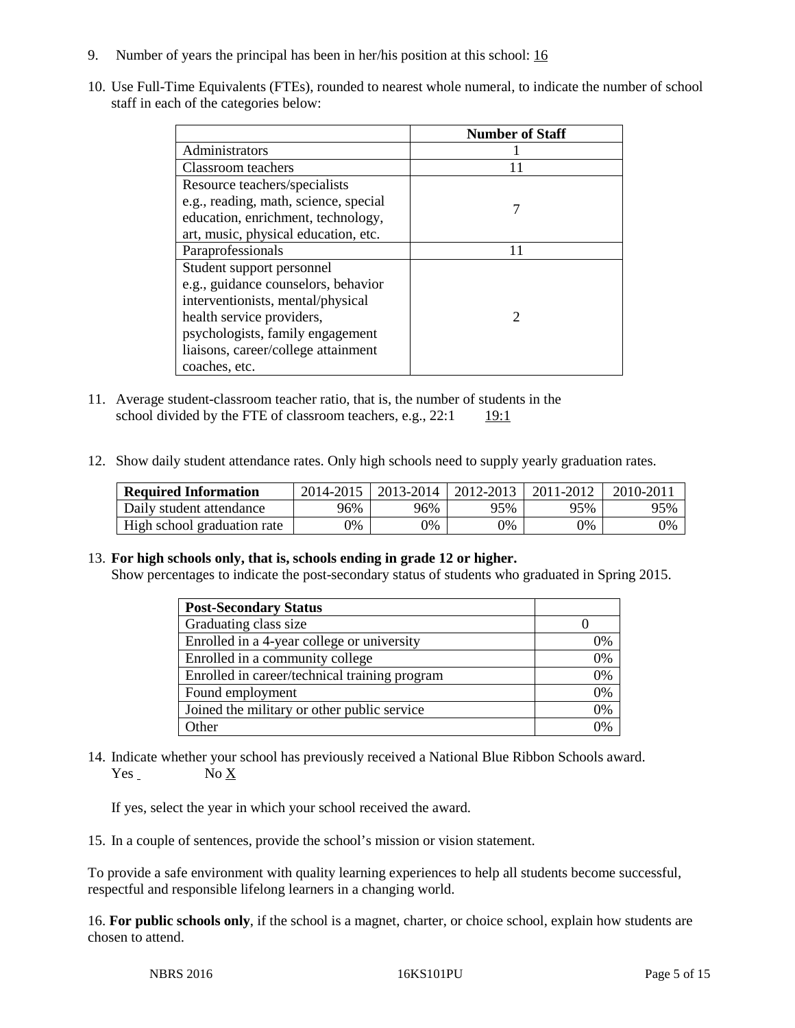9. Number of years the principal has been in her/his position at this school: 16

10. Use Full-Time Equivalents (FTEs), rounded to nearest whole numeral, to indicate the number of school staff in each of the categories below:

| | Number of Staff |
|---|---|
| Administrators | 1 |
| Classroom teachers | 11 |
| Resource teachers/specialists e.g., reading, math, science, special education, enrichment, technology, art, music, physical education, etc. | 7 |
| Paraprofessionals | 11 |
| Student support personnel e.g., guidance counselors, behavior interventionists, mental/physical health service providers, psychologists, family engagement liaisons, career/college attainment coaches, etc. | 2 |

11. Average student-classroom teacher ratio, that is, the number of students in the school divided by the FTE of classroom teachers, e.g., 22:1 19:1

12. Show daily student attendance rates. Only high schools need to supply yearly graduation rates.

| Required Information | 2014-2015 | 2013-2014 | 2012-2013 | 2011-2012 | 2010-2011 |
|---|---|---|---|---|---|
| Daily student attendance | 96% | 96% | 95% | 95% | 95% |
| High school graduation rate | 0% | 0% | 0% | 0% | 0% |

13. **For high schools only, that is, schools ending in grade 12 or higher.**
Show percentages to indicate the post-secondary status of students who graduated in Spring 2015.

| Post-Secondary Status | |
|---|---|
| Graduating class size | 0 |
| Enrolled in a 4-year college or university | 0% |
| Enrolled in a community college | 0% |
| Enrolled in career/technical training program | 0% |
| Found employment | 0% |
| Joined the military or other public service | 0% |
| Other | 0% |

14. Indicate whether your school has previously received a National Blue Ribbon Schools award.
Yes No X

If yes, select the year in which your school received the award.

15. In a couple of sentences, provide the school's mission or vision statement.

To provide a safe environment with quality learning experiences to help all students become successful, respectful and responsible lifelong learners in a changing world.

16. **For public schools only**, if the school is a magnet, charter, or choice school, explain how students are chosen to attend.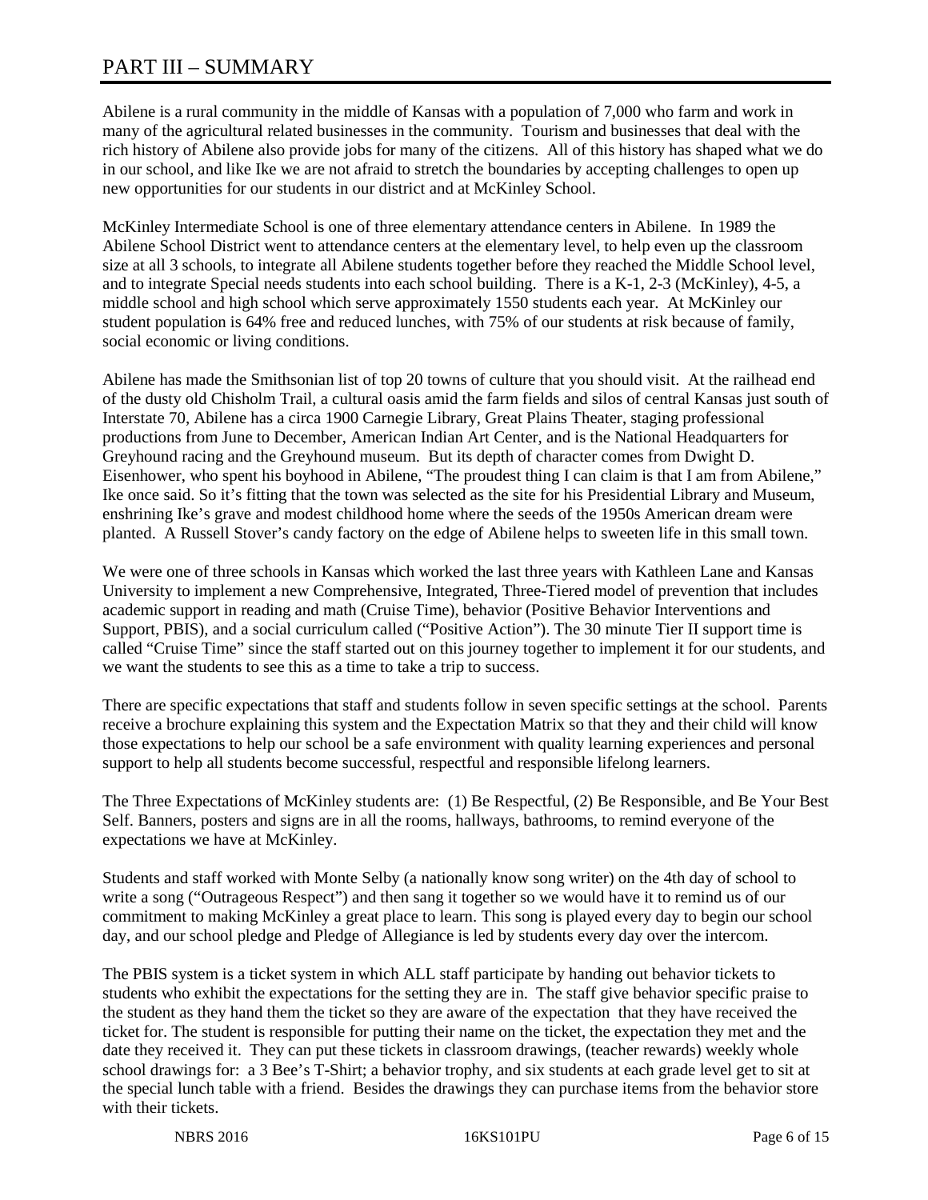# PART III – SUMMARY

Abilene is a rural community in the middle of Kansas with a population of 7,000 who farm and work in many of the agricultural related businesses in the community. Tourism and businesses that deal with the rich history of Abilene also provide jobs for many of the citizens. All of this history has shaped what we do in our school, and like Ike we are not afraid to stretch the boundaries by accepting challenges to open up new opportunities for our students in our district and at McKinley School.

McKinley Intermediate School is one of three elementary attendance centers in Abilene. In 1989 the Abilene School District went to attendance centers at the elementary level, to help even up the classroom size at all 3 schools, to integrate all Abilene students together before they reached the Middle School level, and to integrate Special needs students into each school building. There is a K-1, 2-3 (McKinley), 4-5, a middle school and high school which serve approximately 1550 students each year. At McKinley our student population is 64% free and reduced lunches, with 75% of our students at risk because of family, social economic or living conditions.

Abilene has made the Smithsonian list of top 20 towns of culture that you should visit. At the railhead end of the dusty old Chisholm Trail, a cultural oasis amid the farm fields and silos of central Kansas just south of Interstate 70, Abilene has a circa 1900 Carnegie Library, Great Plains Theater, staging professional productions from June to December, American Indian Art Center, and is the National Headquarters for Greyhound racing and the Greyhound museum. But its depth of character comes from Dwight D. Eisenhower, who spent his boyhood in Abilene, "The proudest thing I can claim is that I am from Abilene," Ike once said. So it's fitting that the town was selected as the site for his Presidential Library and Museum, enshrining Ike's grave and modest childhood home where the seeds of the 1950s American dream were planted. A Russell Stover's candy factory on the edge of Abilene helps to sweeten life in this small town.

We were one of three schools in Kansas which worked the last three years with Kathleen Lane and Kansas University to implement a new Comprehensive, Integrated, Three-Tiered model of prevention that includes academic support in reading and math (Cruise Time), behavior (Positive Behavior Interventions and Support, PBIS), and a social curriculum called ("Positive Action"). The 30 minute Tier II support time is called "Cruise Time" since the staff started out on this journey together to implement it for our students, and we want the students to see this as a time to take a trip to success.

There are specific expectations that staff and students follow in seven specific settings at the school. Parents receive a brochure explaining this system and the Expectation Matrix so that they and their child will know those expectations to help our school be a safe environment with quality learning experiences and personal support to help all students become successful, respectful and responsible lifelong learners.

The Three Expectations of McKinley students are: (1) Be Respectful, (2) Be Responsible, and Be Your Best Self. Banners, posters and signs are in all the rooms, hallways, bathrooms, to remind everyone of the expectations we have at McKinley.

Students and staff worked with Monte Selby (a nationally know song writer) on the 4th day of school to write a song ("Outrageous Respect") and then sang it together so we would have it to remind us of our commitment to making McKinley a great place to learn. This song is played every day to begin our school day, and our school pledge and Pledge of Allegiance is led by students every day over the intercom.

The PBIS system is a ticket system in which ALL staff participate by handing out behavior tickets to students who exhibit the expectations for the setting they are in. The staff give behavior specific praise to the student as they hand them the ticket so they are aware of the expectation that they have received the ticket for. The student is responsible for putting their name on the ticket, the expectation they met and the date they received it. They can put these tickets in classroom drawings, (teacher rewards) weekly whole school drawings for: a 3 Bee's T-Shirt; a behavior trophy, and six students at each grade level get to sit at the special lunch table with a friend. Besides the drawings they can purchase items from the behavior store with their tickets.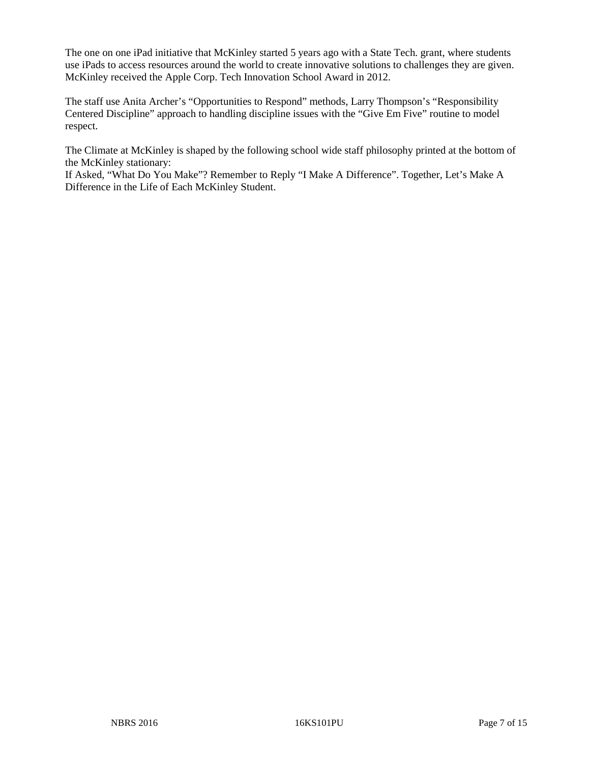The one on one iPad initiative that McKinley started 5 years ago with a State Tech. grant, where students use iPads to access resources around the world to create innovative solutions to challenges they are given. McKinley received the Apple Corp. Tech Innovation School Award in 2012.

The staff use Anita Archer's "Opportunities to Respond" methods, Larry Thompson's "Responsibility Centered Discipline" approach to handling discipline issues with the "Give Em Five" routine to model respect.

The Climate at McKinley is shaped by the following school wide staff philosophy printed at the bottom of the McKinley stationary:
If Asked, "What Do You Make"? Remember to Reply "I Make A Difference". Together, Let's Make A Difference in the Life of Each McKinley Student.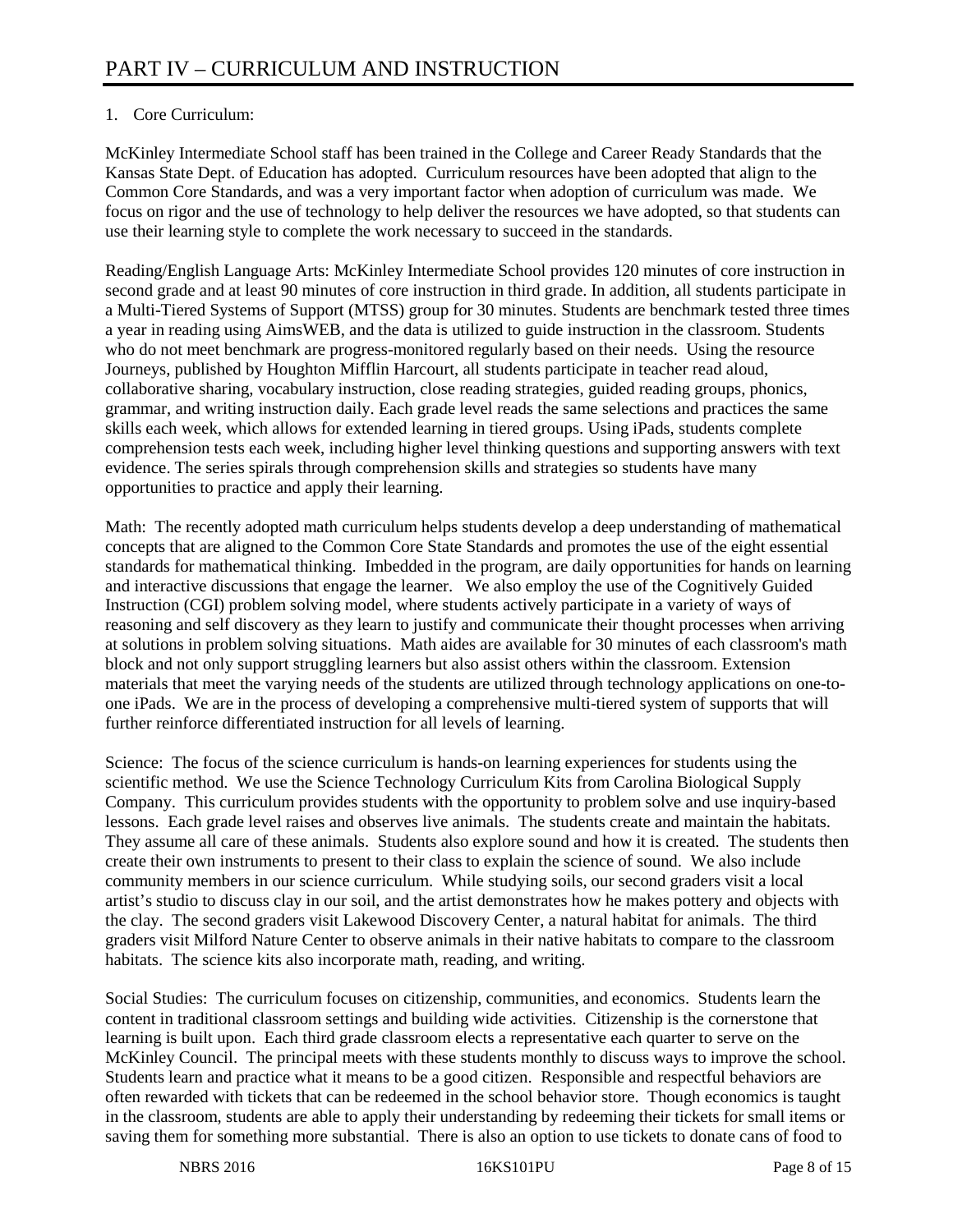# PART IV – CURRICULUM AND INSTRUCTION

1. Core Curriculum:

McKinley Intermediate School staff has been trained in the College and Career Ready Standards that the Kansas State Dept. of Education has adopted. Curriculum resources have been adopted that align to the Common Core Standards, and was a very important factor when adoption of curriculum was made. We focus on rigor and the use of technology to help deliver the resources we have adopted, so that students can use their learning style to complete the work necessary to succeed in the standards.

Reading/English Language Arts: McKinley Intermediate School provides 120 minutes of core instruction in second grade and at least 90 minutes of core instruction in third grade. In addition, all students participate in a Multi-Tiered Systems of Support (MTSS) group for 30 minutes. Students are benchmark tested three times a year in reading using AimsWEB, and the data is utilized to guide instruction in the classroom. Students who do not meet benchmark are progress-monitored regularly based on their needs. Using the resource Journeys, published by Houghton Mifflin Harcourt, all students participate in teacher read aloud, collaborative sharing, vocabulary instruction, close reading strategies, guided reading groups, phonics, grammar, and writing instruction daily. Each grade level reads the same selections and practices the same skills each week, which allows for extended learning in tiered groups. Using iPads, students complete comprehension tests each week, including higher level thinking questions and supporting answers with text evidence. The series spirals through comprehension skills and strategies so students have many opportunities to practice and apply their learning.

Math: The recently adopted math curriculum helps students develop a deep understanding of mathematical concepts that are aligned to the Common Core State Standards and promotes the use of the eight essential standards for mathematical thinking. Imbedded in the program, are daily opportunities for hands on learning and interactive discussions that engage the learner. We also employ the use of the Cognitively Guided Instruction (CGI) problem solving model, where students actively participate in a variety of ways of reasoning and self discovery as they learn to justify and communicate their thought processes when arriving at solutions in problem solving situations. Math aides are available for 30 minutes of each classroom's math block and not only support struggling learners but also assist others within the classroom. Extension materials that meet the varying needs of the students are utilized through technology applications on one-to-one iPads. We are in the process of developing a comprehensive multi-tiered system of supports that will further reinforce differentiated instruction for all levels of learning.

Science: The focus of the science curriculum is hands-on learning experiences for students using the scientific method. We use the Science Technology Curriculum Kits from Carolina Biological Supply Company. This curriculum provides students with the opportunity to problem solve and use inquiry-based lessons. Each grade level raises and observes live animals. The students create and maintain the habitats. They assume all care of these animals. Students also explore sound and how it is created. The students then create their own instruments to present to their class to explain the science of sound. We also include community members in our science curriculum. While studying soils, our second graders visit a local artist's studio to discuss clay in our soil, and the artist demonstrates how he makes pottery and objects with the clay. The second graders visit Lakewood Discovery Center, a natural habitat for animals. The third graders visit Milford Nature Center to observe animals in their native habitats to compare to the classroom habitats. The science kits also incorporate math, reading, and writing.

Social Studies: The curriculum focuses on citizenship, communities, and economics. Students learn the content in traditional classroom settings and building wide activities. Citizenship is the cornerstone that learning is built upon. Each third grade classroom elects a representative each quarter to serve on the McKinley Council. The principal meets with these students monthly to discuss ways to improve the school. Students learn and practice what it means to be a good citizen. Responsible and respectful behaviors are often rewarded with tickets that can be redeemed in the school behavior store. Though economics is taught in the classroom, students are able to apply their understanding by redeeming their tickets for small items or saving them for something more substantial. There is also an option to use tickets to donate cans of food to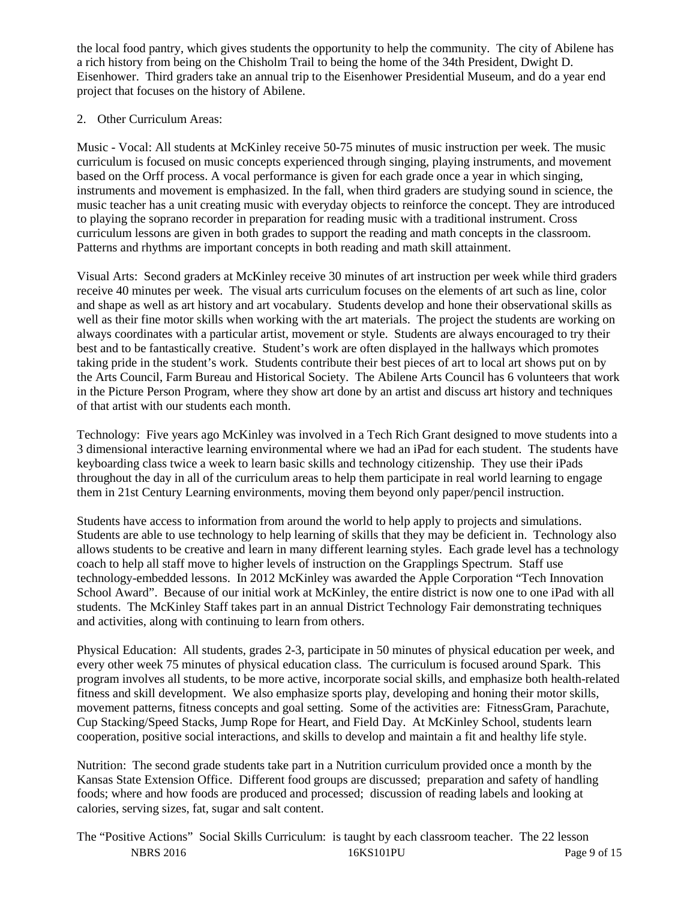the local food pantry, which gives students the opportunity to help the community. The city of Abilene has a rich history from being on the Chisholm Trail to being the home of the 34th President, Dwight D. Eisenhower. Third graders take an annual trip to the Eisenhower Presidential Museum, and do a year end project that focuses on the history of Abilene.

2. Other Curriculum Areas:

Music - Vocal: All students at McKinley receive 50-75 minutes of music instruction per week. The music curriculum is focused on music concepts experienced through singing, playing instruments, and movement based on the Orff process. A vocal performance is given for each grade once a year in which singing, instruments and movement is emphasized. In the fall, when third graders are studying sound in science, the music teacher has a unit creating music with everyday objects to reinforce the concept. They are introduced to playing the soprano recorder in preparation for reading music with a traditional instrument. Cross curriculum lessons are given in both grades to support the reading and math concepts in the classroom. Patterns and rhythms are important concepts in both reading and math skill attainment.

Visual Arts: Second graders at McKinley receive 30 minutes of art instruction per week while third graders receive 40 minutes per week. The visual arts curriculum focuses on the elements of art such as line, color and shape as well as art history and art vocabulary. Students develop and hone their observational skills as well as their fine motor skills when working with the art materials. The project the students are working on always coordinates with a particular artist, movement or style. Students are always encouraged to try their best and to be fantastically creative. Student's work are often displayed in the hallways which promotes taking pride in the student's work. Students contribute their best pieces of art to local art shows put on by the Arts Council, Farm Bureau and Historical Society. The Abilene Arts Council has 6 volunteers that work in the Picture Person Program, where they show art done by an artist and discuss art history and techniques of that artist with our students each month.

Technology: Five years ago McKinley was involved in a Tech Rich Grant designed to move students into a 3 dimensional interactive learning environmental where we had an iPad for each student. The students have keyboarding class twice a week to learn basic skills and technology citizenship. They use their iPads throughout the day in all of the curriculum areas to help them participate in real world learning to engage them in 21st Century Learning environments, moving them beyond only paper/pencil instruction.

Students have access to information from around the world to help apply to projects and simulations. Students are able to use technology to help learning of skills that they may be deficient in. Technology also allows students to be creative and learn in many different learning styles. Each grade level has a technology coach to help all staff move to higher levels of instruction on the Grapplings Spectrum. Staff use technology-embedded lessons. In 2012 McKinley was awarded the Apple Corporation "Tech Innovation School Award". Because of our initial work at McKinley, the entire district is now one to one iPad with all students. The McKinley Staff takes part in an annual District Technology Fair demonstrating techniques and activities, along with continuing to learn from others.

Physical Education: All students, grades 2-3, participate in 50 minutes of physical education per week, and every other week 75 minutes of physical education class. The curriculum is focused around Spark. This program involves all students, to be more active, incorporate social skills, and emphasize both health-related fitness and skill development. We also emphasize sports play, developing and honing their motor skills, movement patterns, fitness concepts and goal setting. Some of the activities are: FitnessGram, Parachute, Cup Stacking/Speed Stacks, Jump Rope for Heart, and Field Day. At McKinley School, students learn cooperation, positive social interactions, and skills to develop and maintain a fit and healthy life style.

Nutrition: The second grade students take part in a Nutrition curriculum provided once a month by the Kansas State Extension Office. Different food groups are discussed; preparation and safety of handling foods; where and how foods are produced and processed; discussion of reading labels and looking at calories, serving sizes, fat, sugar and salt content.

The "Positive Actions" Social Skills Curriculum: is taught by each classroom teacher. The 22 lesson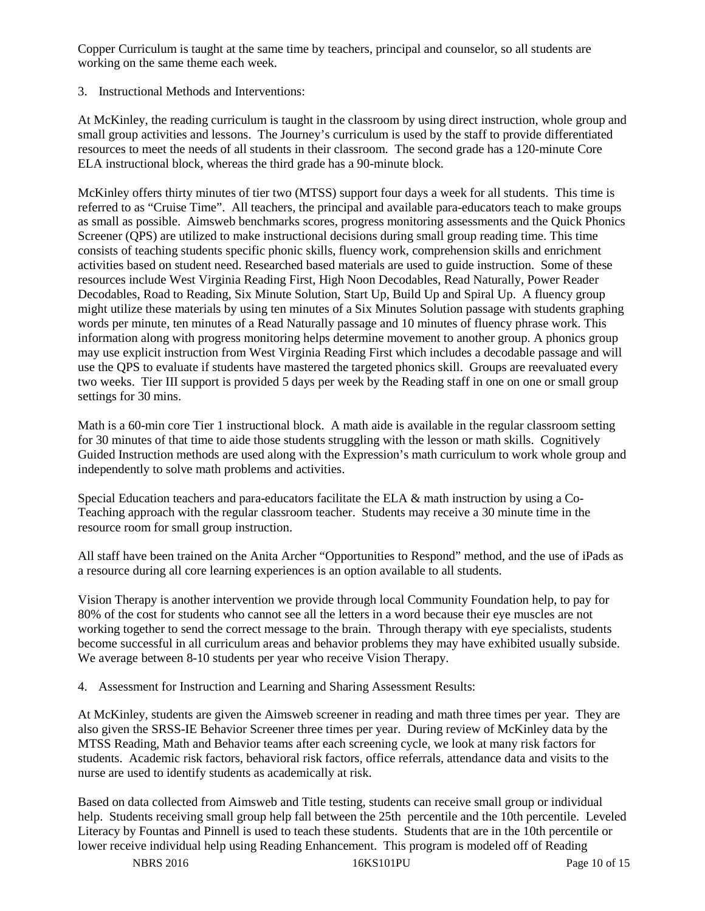Copper Curriculum is taught at the same time by teachers, principal and counselor, so all students are working on the same theme each week.

3. Instructional Methods and Interventions:

At McKinley, the reading curriculum is taught in the classroom by using direct instruction, whole group and small group activities and lessons. The Journey's curriculum is used by the staff to provide differentiated resources to meet the needs of all students in their classroom. The second grade has a 120-minute Core ELA instructional block, whereas the third grade has a 90-minute block.

McKinley offers thirty minutes of tier two (MTSS) support four days a week for all students. This time is referred to as "Cruise Time". All teachers, the principal and available para-educators teach to make groups as small as possible. Aimsweb benchmarks scores, progress monitoring assessments and the Quick Phonics Screener (QPS) are utilized to make instructional decisions during small group reading time. This time consists of teaching students specific phonic skills, fluency work, comprehension skills and enrichment activities based on student need. Researched based materials are used to guide instruction. Some of these resources include West Virginia Reading First, High Noon Decodables, Read Naturally, Power Reader Decodables, Road to Reading, Six Minute Solution, Start Up, Build Up and Spiral Up. A fluency group might utilize these materials by using ten minutes of a Six Minutes Solution passage with students graphing words per minute, ten minutes of a Read Naturally passage and 10 minutes of fluency phrase work. This information along with progress monitoring helps determine movement to another group. A phonics group may use explicit instruction from West Virginia Reading First which includes a decodable passage and will use the QPS to evaluate if students have mastered the targeted phonics skill. Groups are reevaluated every two weeks. Tier III support is provided 5 days per week by the Reading staff in one on one or small group settings for 30 mins.

Math is a 60-min core Tier 1 instructional block. A math aide is available in the regular classroom setting for 30 minutes of that time to aide those students struggling with the lesson or math skills. Cognitively Guided Instruction methods are used along with the Expression's math curriculum to work whole group and independently to solve math problems and activities.

Special Education teachers and para-educators facilitate the ELA & math instruction by using a Co-Teaching approach with the regular classroom teacher. Students may receive a 30 minute time in the resource room for small group instruction.

All staff have been trained on the Anita Archer "Opportunities to Respond" method, and the use of iPads as a resource during all core learning experiences is an option available to all students.

Vision Therapy is another intervention we provide through local Community Foundation help, to pay for 80% of the cost for students who cannot see all the letters in a word because their eye muscles are not working together to send the correct message to the brain. Through therapy with eye specialists, students become successful in all curriculum areas and behavior problems they may have exhibited usually subside. We average between 8-10 students per year who receive Vision Therapy.

4. Assessment for Instruction and Learning and Sharing Assessment Results:

At McKinley, students are given the Aimsweb screener in reading and math three times per year. They are also given the SRSS-IE Behavior Screener three times per year. During review of McKinley data by the MTSS Reading, Math and Behavior teams after each screening cycle, we look at many risk factors for students. Academic risk factors, behavioral risk factors, office referrals, attendance data and visits to the nurse are used to identify students as academically at risk.

Based on data collected from Aimsweb and Title testing, students can receive small group or individual help. Students receiving small group help fall between the 25th percentile and the 10th percentile. Leveled Literacy by Fountas and Pinnell is used to teach these students. Students that are in the 10th percentile or lower receive individual help using Reading Enhancement. This program is modeled off of Reading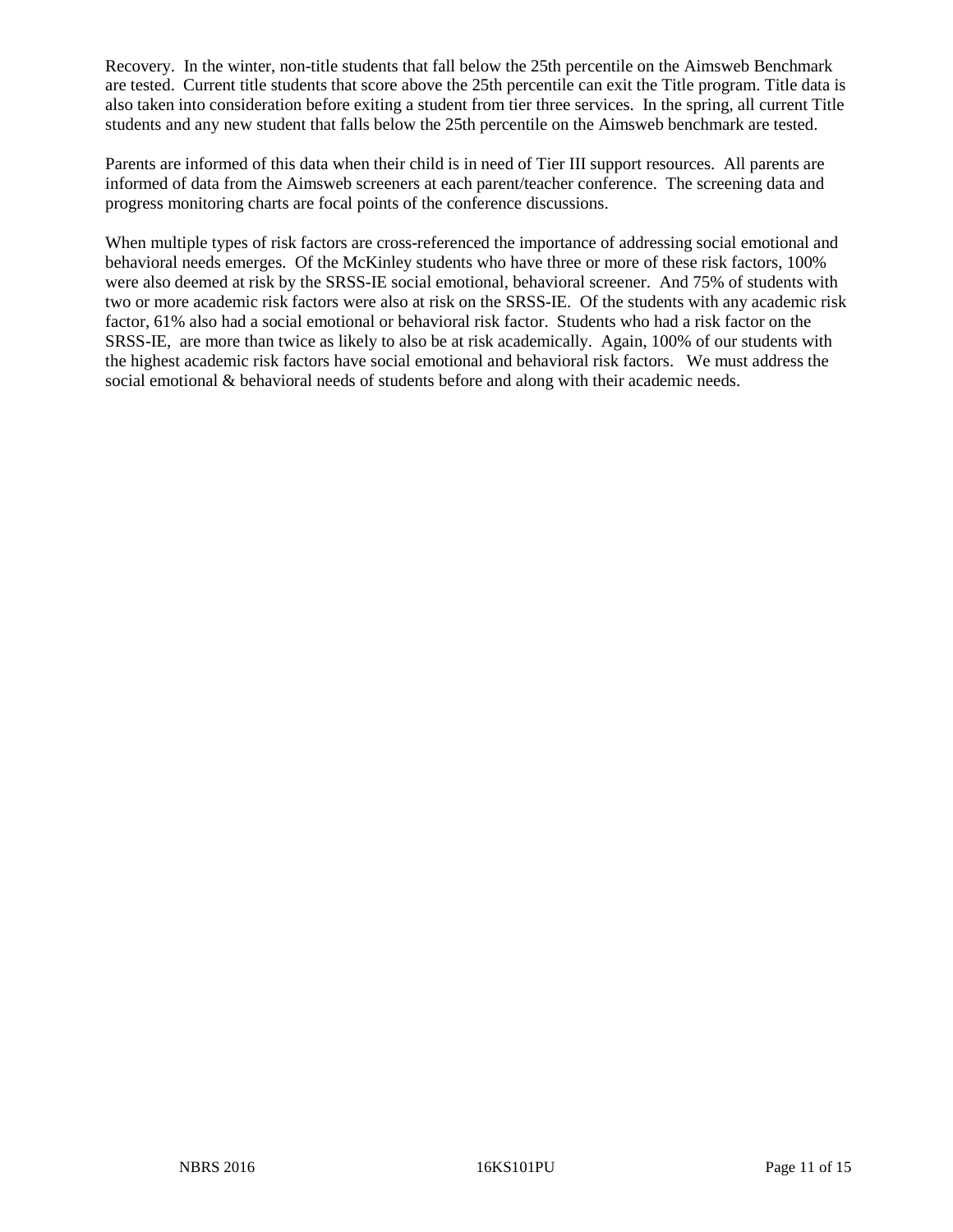Recovery. In the winter, non-title students that fall below the 25th percentile on the Aimsweb Benchmark are tested. Current title students that score above the 25th percentile can exit the Title program. Title data is also taken into consideration before exiting a student from tier three services. In the spring, all current Title students and any new student that falls below the 25th percentile on the Aimsweb benchmark are tested.

Parents are informed of this data when their child is in need of Tier III support resources. All parents are informed of data from the Aimsweb screeners at each parent/teacher conference. The screening data and progress monitoring charts are focal points of the conference discussions.

When multiple types of risk factors are cross-referenced the importance of addressing social emotional and behavioral needs emerges. Of the McKinley students who have three or more of these risk factors, 100% were also deemed at risk by the SRSS-IE social emotional, behavioral screener. And 75% of students with two or more academic risk factors were also at risk on the SRSS-IE. Of the students with any academic risk factor, 61% also had a social emotional or behavioral risk factor. Students who had a risk factor on the SRSS-IE, are more than twice as likely to also be at risk academically. Again, 100% of our students with the highest academic risk factors have social emotional and behavioral risk factors. We must address the social emotional & behavioral needs of students before and along with their academic needs.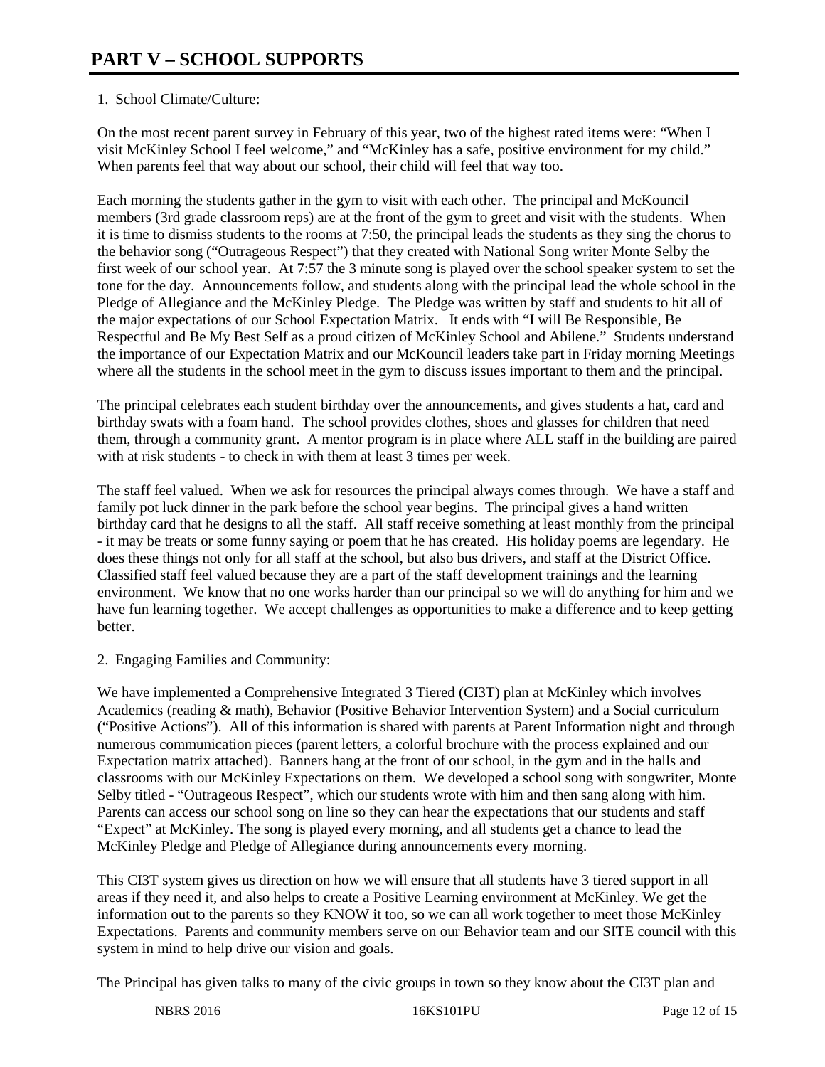# PART V – SCHOOL SUPPORTS

1. School Climate/Culture:

On the most recent parent survey in February of this year, two of the highest rated items were: "When I visit McKinley School I feel welcome," and "McKinley has a safe, positive environment for my child." When parents feel that way about our school, their child will feel that way too.

Each morning the students gather in the gym to visit with each other. The principal and McKouncil members (3rd grade classroom reps) are at the front of the gym to greet and visit with the students. When it is time to dismiss students to the rooms at 7:50, the principal leads the students as they sing the chorus to the behavior song ("Outrageous Respect") that they created with National Song writer Monte Selby the first week of our school year. At 7:57 the 3 minute song is played over the school speaker system to set the tone for the day. Announcements follow, and students along with the principal lead the whole school in the Pledge of Allegiance and the McKinley Pledge. The Pledge was written by staff and students to hit all of the major expectations of our School Expectation Matrix. It ends with "I will Be Responsible, Be Respectful and Be My Best Self as a proud citizen of McKinley School and Abilene." Students understand the importance of our Expectation Matrix and our McKouncil leaders take part in Friday morning Meetings where all the students in the school meet in the gym to discuss issues important to them and the principal.

The principal celebrates each student birthday over the announcements, and gives students a hat, card and birthday swats with a foam hand. The school provides clothes, shoes and glasses for children that need them, through a community grant. A mentor program is in place where ALL staff in the building are paired with at risk students - to check in with them at least 3 times per week.

The staff feel valued. When we ask for resources the principal always comes through. We have a staff and family pot luck dinner in the park before the school year begins. The principal gives a hand written birthday card that he designs to all the staff. All staff receive something at least monthly from the principal - it may be treats or some funny saying or poem that he has created. His holiday poems are legendary. He does these things not only for all staff at the school, but also bus drivers, and staff at the District Office. Classified staff feel valued because they are a part of the staff development trainings and the learning environment. We know that no one works harder than our principal so we will do anything for him and we have fun learning together. We accept challenges as opportunities to make a difference and to keep getting better.

2. Engaging Families and Community:

We have implemented a Comprehensive Integrated 3 Tiered (CI3T) plan at McKinley which involves Academics (reading & math), Behavior (Positive Behavior Intervention System) and a Social curriculum ("Positive Actions"). All of this information is shared with parents at Parent Information night and through numerous communication pieces (parent letters, a colorful brochure with the process explained and our Expectation matrix attached). Banners hang at the front of our school, in the gym and in the halls and classrooms with our McKinley Expectations on them. We developed a school song with songwriter, Monte Selby titled - "Outrageous Respect", which our students wrote with him and then sang along with him. Parents can access our school song on line so they can hear the expectations that our students and staff "Expect" at McKinley. The song is played every morning, and all students get a chance to lead the McKinley Pledge and Pledge of Allegiance during announcements every morning.

This CI3T system gives us direction on how we will ensure that all students have 3 tiered support in all areas if they need it, and also helps to create a Positive Learning environment at McKinley. We get the information out to the parents so they KNOW it too, so we can all work together to meet those McKinley Expectations. Parents and community members serve on our Behavior team and our SITE council with this system in mind to help drive our vision and goals.

The Principal has given talks to many of the civic groups in town so they know about the CI3T plan and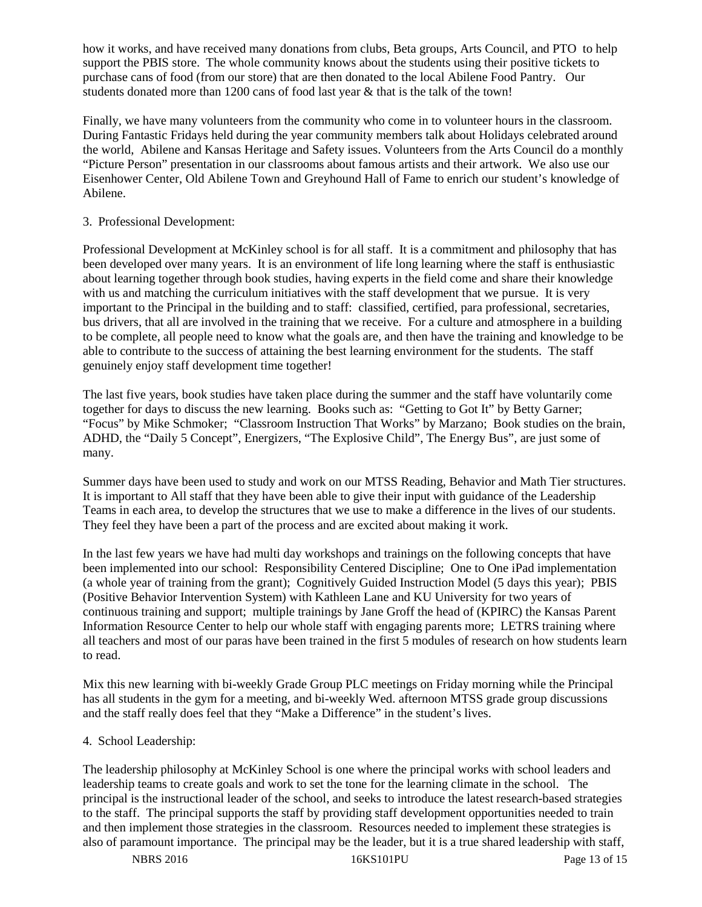how it works, and have received many donations from clubs, Beta groups, Arts Council, and PTO to help support the PBIS store. The whole community knows about the students using their positive tickets to purchase cans of food (from our store) that are then donated to the local Abilene Food Pantry. Our students donated more than 1200 cans of food last year & that is the talk of the town!

Finally, we have many volunteers from the community who come in to volunteer hours in the classroom. During Fantastic Fridays held during the year community members talk about Holidays celebrated around the world, Abilene and Kansas Heritage and Safety issues. Volunteers from the Arts Council do a monthly "Picture Person" presentation in our classrooms about famous artists and their artwork. We also use our Eisenhower Center, Old Abilene Town and Greyhound Hall of Fame to enrich our student's knowledge of Abilene.

3. Professional Development:

Professional Development at McKinley school is for all staff. It is a commitment and philosophy that has been developed over many years. It is an environment of life long learning where the staff is enthusiastic about learning together through book studies, having experts in the field come and share their knowledge with us and matching the curriculum initiatives with the staff development that we pursue. It is very important to the Principal in the building and to staff: classified, certified, para professional, secretaries, bus drivers, that all are involved in the training that we receive. For a culture and atmosphere in a building to be complete, all people need to know what the goals are, and then have the training and knowledge to be able to contribute to the success of attaining the best learning environment for the students. The staff genuinely enjoy staff development time together!

The last five years, book studies have taken place during the summer and the staff have voluntarily come together for days to discuss the new learning. Books such as: "Getting to Got It" by Betty Garner; "Focus" by Mike Schmoker; "Classroom Instruction That Works" by Marzano; Book studies on the brain, ADHD, the "Daily 5 Concept", Energizers, "The Explosive Child", The Energy Bus", are just some of many.

Summer days have been used to study and work on our MTSS Reading, Behavior and Math Tier structures. It is important to All staff that they have been able to give their input with guidance of the Leadership Teams in each area, to develop the structures that we use to make a difference in the lives of our students. They feel they have been a part of the process and are excited about making it work.

In the last few years we have had multi day workshops and trainings on the following concepts that have been implemented into our school: Responsibility Centered Discipline; One to One iPad implementation (a whole year of training from the grant); Cognitively Guided Instruction Model (5 days this year); PBIS (Positive Behavior Intervention System) with Kathleen Lane and KU University for two years of continuous training and support; multiple trainings by Jane Groff the head of (KPIRC) the Kansas Parent Information Resource Center to help our whole staff with engaging parents more; LETRS training where all teachers and most of our paras have been trained in the first 5 modules of research on how students learn to read.

Mix this new learning with bi-weekly Grade Group PLC meetings on Friday morning while the Principal has all students in the gym for a meeting, and bi-weekly Wed. afternoon MTSS grade group discussions and the staff really does feel that they "Make a Difference" in the student's lives.

4. School Leadership:

The leadership philosophy at McKinley School is one where the principal works with school leaders and leadership teams to create goals and work to set the tone for the learning climate in the school. The principal is the instructional leader of the school, and seeks to introduce the latest research-based strategies to the staff. The principal supports the staff by providing staff development opportunities needed to train and then implement those strategies in the classroom. Resources needed to implement these strategies is also of paramount importance. The principal may be the leader, but it is a true shared leadership with staff,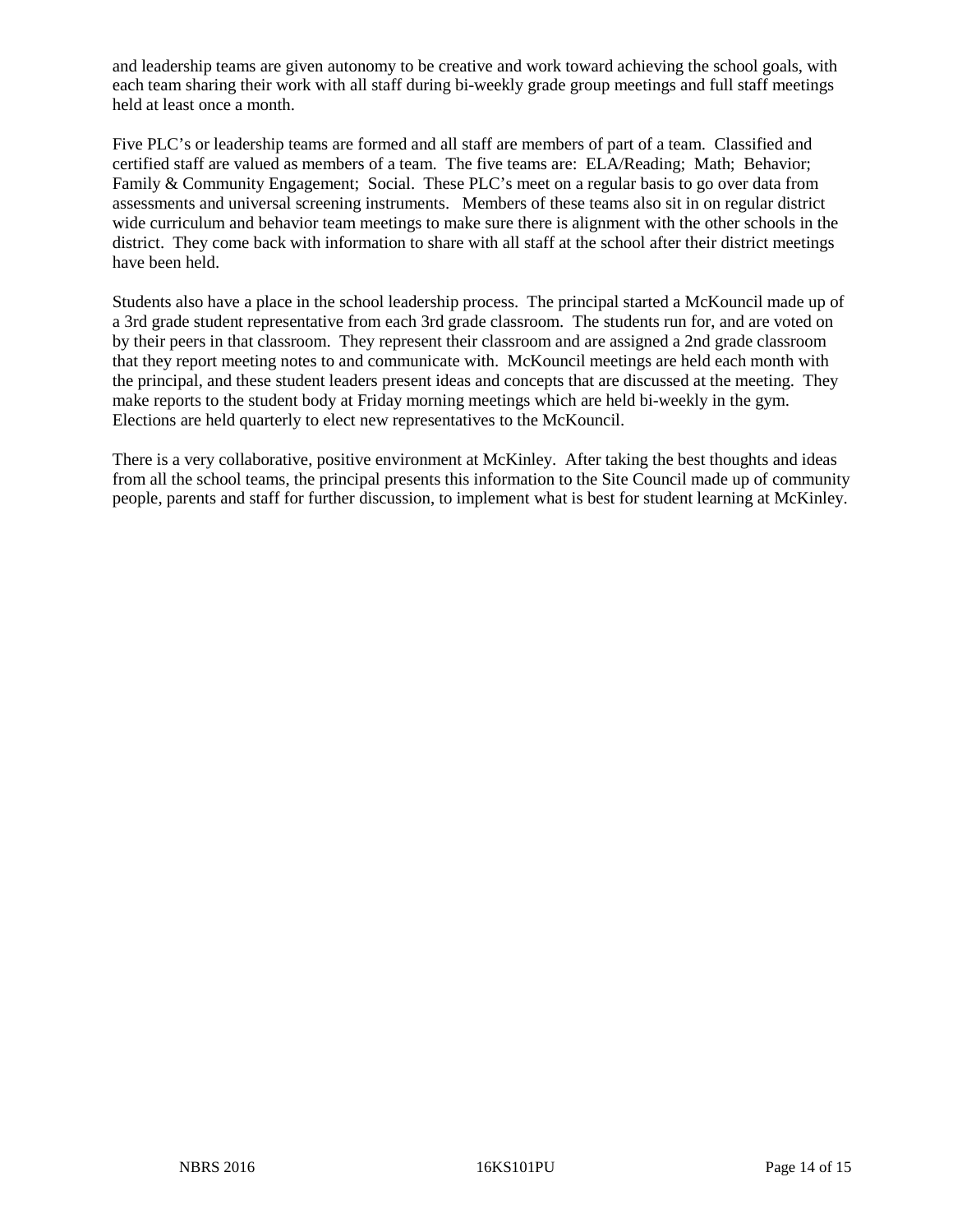and leadership teams are given autonomy to be creative and work toward achieving the school goals, with each team sharing their work with all staff during bi-weekly grade group meetings and full staff meetings held at least once a month.

Five PLC's or leadership teams are formed and all staff are members of part of a team. Classified and certified staff are valued as members of a team. The five teams are: ELA/Reading; Math; Behavior; Family & Community Engagement; Social. These PLC's meet on a regular basis to go over data from assessments and universal screening instruments. Members of these teams also sit in on regular district wide curriculum and behavior team meetings to make sure there is alignment with the other schools in the district. They come back with information to share with all staff at the school after their district meetings have been held.

Students also have a place in the school leadership process. The principal started a McKouncil made up of a 3rd grade student representative from each 3rd grade classroom. The students run for, and are voted on by their peers in that classroom. They represent their classroom and are assigned a 2nd grade classroom that they report meeting notes to and communicate with. McKouncil meetings are held each month with the principal, and these student leaders present ideas and concepts that are discussed at the meeting. They make reports to the student body at Friday morning meetings which are held bi-weekly in the gym. Elections are held quarterly to elect new representatives to the McKouncil.

There is a very collaborative, positive environment at McKinley. After taking the best thoughts and ideas from all the school teams, the principal presents this information to the Site Council made up of community people, parents and staff for further discussion, to implement what is best for student learning at McKinley.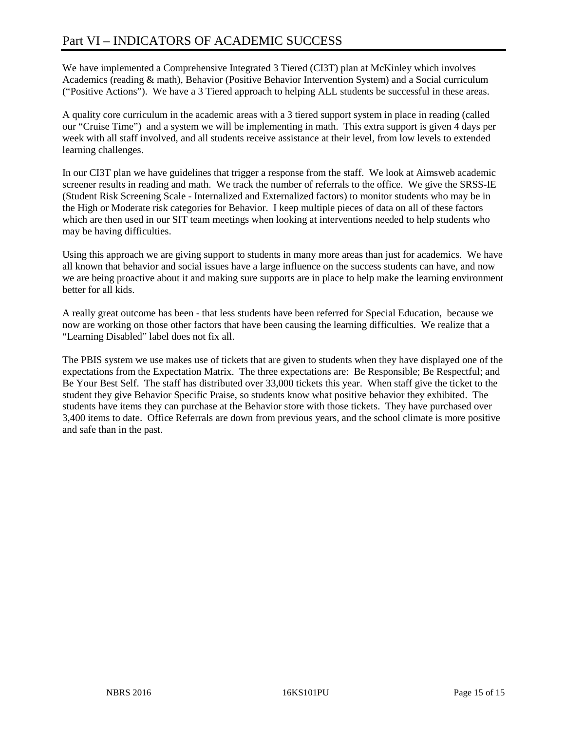# Part VI – INDICATORS OF ACADEMIC SUCCESS

We have implemented a Comprehensive Integrated 3 Tiered (CI3T) plan at McKinley which involves Academics (reading & math), Behavior (Positive Behavior Intervention System) and a Social curriculum ("Positive Actions"). We have a 3 Tiered approach to helping ALL students be successful in these areas.

A quality core curriculum in the academic areas with a 3 tiered support system in place in reading (called our "Cruise Time") and a system we will be implementing in math. This extra support is given 4 days per week with all staff involved, and all students receive assistance at their level, from low levels to extended learning challenges.

In our CI3T plan we have guidelines that trigger a response from the staff. We look at Aimsweb academic screener results in reading and math. We track the number of referrals to the office. We give the SRSS-IE (Student Risk Screening Scale - Internalized and Externalized factors) to monitor students who may be in the High or Moderate risk categories for Behavior. I keep multiple pieces of data on all of these factors which are then used in our SIT team meetings when looking at interventions needed to help students who may be having difficulties.

Using this approach we are giving support to students in many more areas than just for academics. We have all known that behavior and social issues have a large influence on the success students can have, and now we are being proactive about it and making sure supports are in place to help make the learning environment better for all kids.

A really great outcome has been - that less students have been referred for Special Education, because we now are working on those other factors that have been causing the learning difficulties. We realize that a "Learning Disabled" label does not fix all.

The PBIS system we use makes use of tickets that are given to students when they have displayed one of the expectations from the Expectation Matrix. The three expectations are: Be Responsible; Be Respectful; and Be Your Best Self. The staff has distributed over 33,000 tickets this year. When staff give the ticket to the student they give Behavior Specific Praise, so students know what positive behavior they exhibited. The students have items they can purchase at the Behavior store with those tickets. They have purchased over 3,400 items to date. Office Referrals are down from previous years, and the school climate is more positive and safe than in the past.